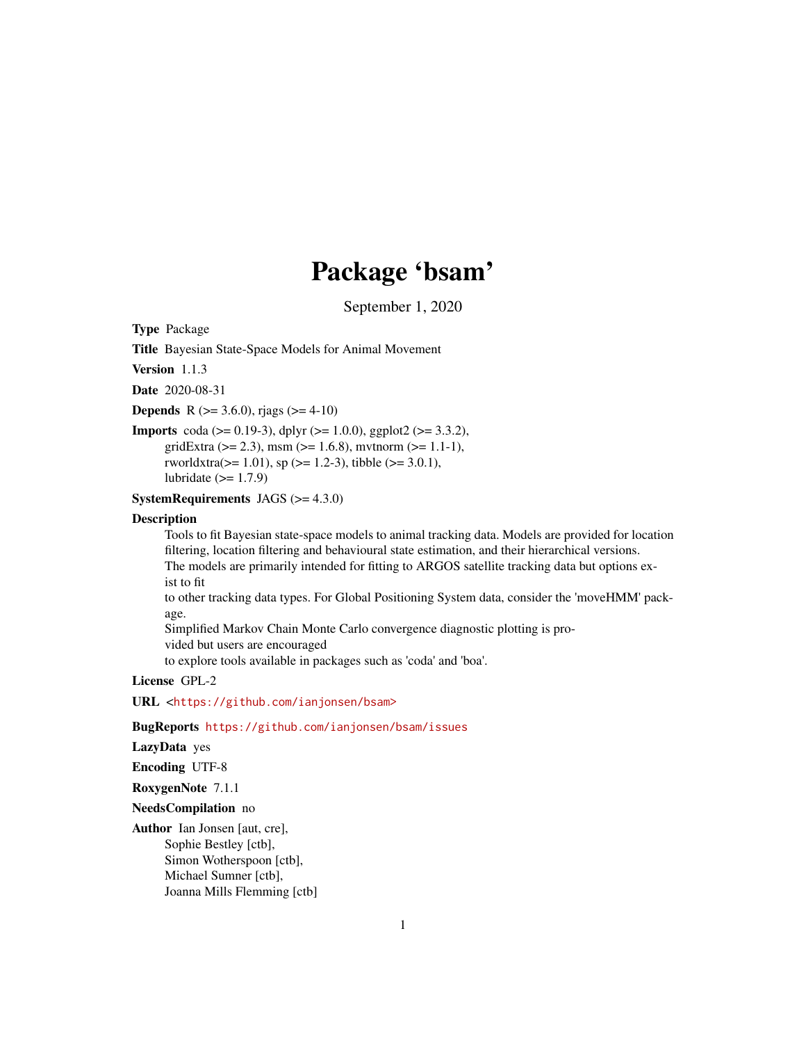# Package 'bsam'

September 1, 2020

**Type** Package

**Title** Bayesian State-Space Models for Animal Movement

**Version** 1.1.3

**Date** 2020-08-31

**Depends** R (>= 3.6.0), rjags (>= 4-10)

**Imports** coda (>= 0.19-3), dplyr (>= 1.0.0), ggplot2 (>= 3.3.2), gridExtra (>= 2.3), msm (>= 1.6.8), mvtnorm (>= 1.1-1), rworldxtra(>= 1.01), sp (>= 1.2-3), tibble (>= 3.0.1), lubridate (>= 1.7.9)

**SystemRequirements** JAGS (>= 4.3.0)

**Description** Tools to fit Bayesian state-space models to animal tracking data. Models are provided for location filtering, location filtering and behavioural state estimation, and their hierarchical versions. The models are primarily intended for fitting to ARGOS satellite tracking data but options exist to fit to other tracking data types. For Global Positioning System data, consider the 'moveHMM' package. Simplified Markov Chain Monte Carlo convergence diagnostic plotting is provided but users are encouraged to explore tools available in packages such as 'coda' and 'boa'.

**License** GPL-2

**URL** <https://github.com/ianjonsen/bsam>

**BugReports** https://github.com/ianjonsen/bsam/issues

**LazyData** yes

**Encoding** UTF-8

**RoxygenNote** 7.1.1

**NeedsCompilation** no

**Author** Ian Jonsen [aut, cre],
Sophie Bestley [ctb],
Simon Wotherspoon [ctb],
Michael Sumner [ctb],
Joanna Mills Flemming [ctb]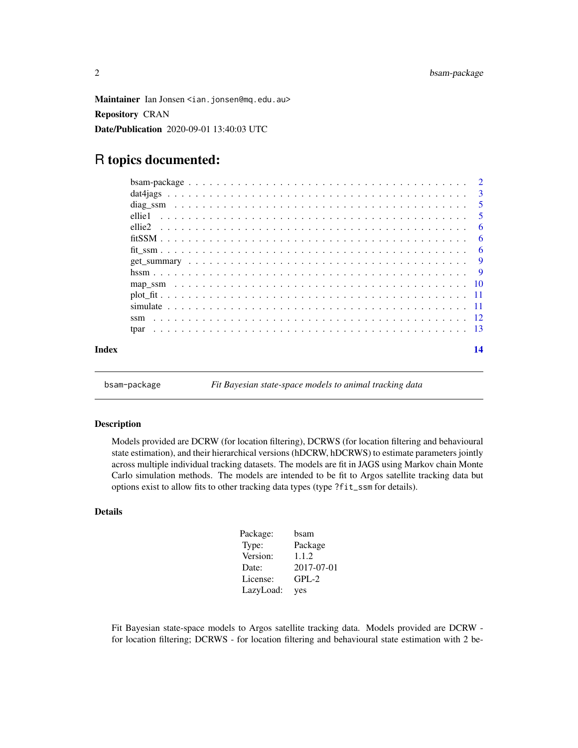**Maintainer** Ian Jonsen <ian.jonsen@mq.edu.au>

**Repository** CRAN

**Date/Publication** 2020-09-01 13:40:03 UTC

# R topics documented:

| | |
|---|---|
| bsam-package | 2 |
| dat4jags | 3 |
| diag_ssm | 5 |
| ellie1 | 5 |
| ellie2 | 6 |
| fitSSM | 6 |
| fit_ssm | 6 |
| get_summary | 9 |
| hssm | 9 |
| map_ssm | 10 |
| plot_fit | 11 |
| simulate | 11 |
| ssm | 12 |
| tpar | 13 |

**Index** 14

---

`bsam-package` *Fit Bayesian state-space models to animal tracking data*

---

## Description

Models provided are DCRW (for location filtering), DCRWS (for location filtering and behavioural state estimation), and their hierarchical versions (hDCRW, hDCRWS) to estimate parameters jointly across multiple individual tracking datasets. The models are fit in JAGS using Markov chain Monte Carlo simulation methods. The models are intended to be fit to Argos satellite tracking data but options exist to allow fits to other tracking data types (type `?fit_ssm` for details).

## Details

| | |
|---|---|
| Package: | bsam |
| Type: | Package |
| Version: | 1.1.2 |
| Date: | 2017-07-01 |
| License: | GPL-2 |
| LazyLoad: | yes |

Fit Bayesian state-space models to Argos satellite tracking data. Models provided are DCRW - for location filtering; DCRWS - for location filtering and behavioural state estimation with 2 be-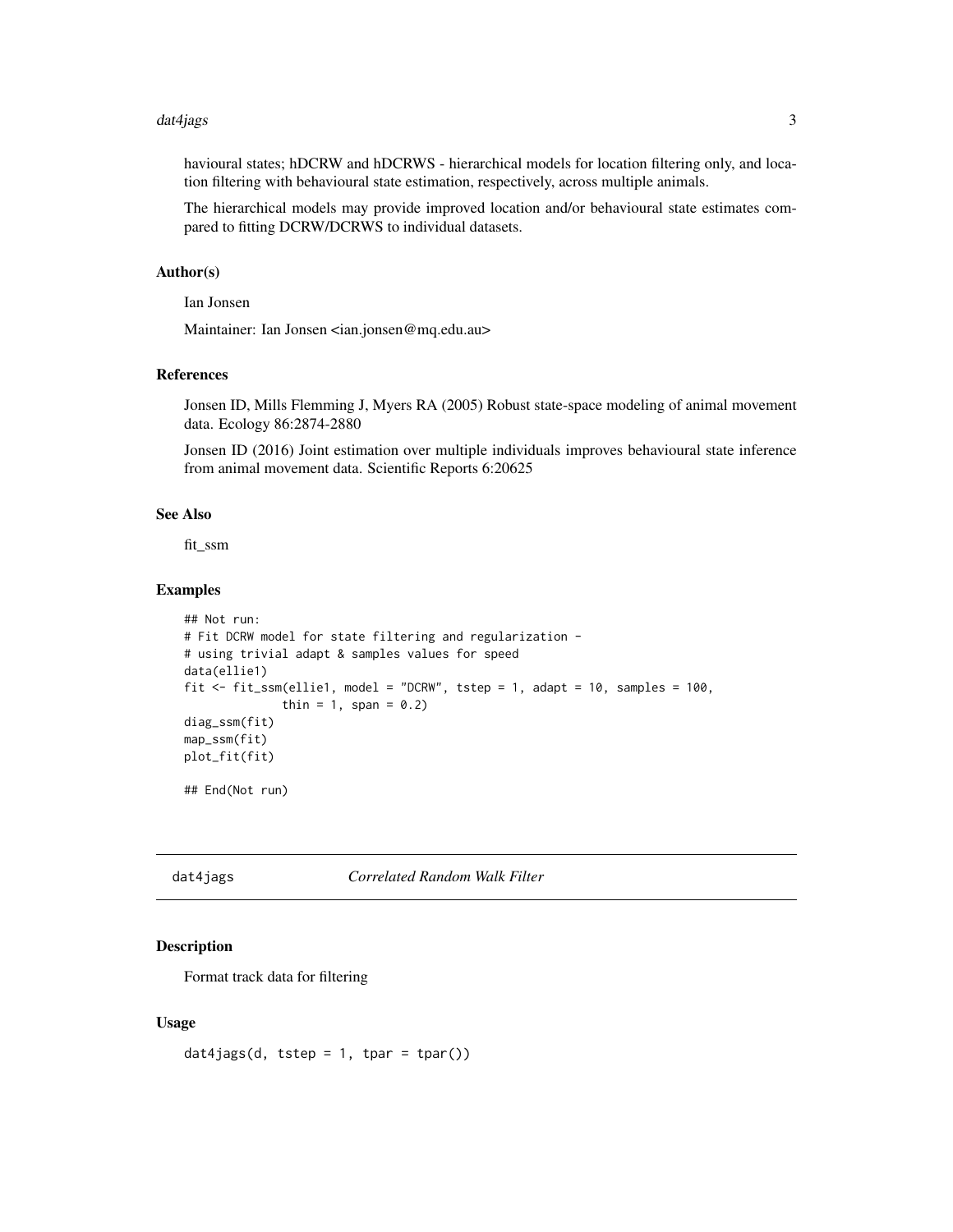havioural states; hDCRW and hDCRWS - hierarchical models for location filtering only, and location filtering with behavioural state estimation, respectively, across multiple animals.

The hierarchical models may provide improved location and/or behavioural state estimates compared to fitting DCRW/DCRWS to individual datasets.

### Author(s)

Ian Jonsen

Maintainer: Ian Jonsen <ian.jonsen@mq.edu.au>

### References

Jonsen ID, Mills Flemming J, Myers RA (2005) Robust state-space modeling of animal movement data. Ecology 86:2874-2880

Jonsen ID (2016) Joint estimation over multiple individuals improves behavioural state inference from animal movement data. Scientific Reports 6:20625

### See Also

fit_ssm

### Examples

```
## Not run:
# Fit DCRW model for state filtering and regularization -
# using trivial adapt & samples values for speed
data(ellie1)
fit <- fit_ssm(ellie1, model = "DCRW", tstep = 1, adapt = 10, samples = 100,
              thin = 1, span = 0.2)
diag_ssm(fit)
map_ssm(fit)
plot_fit(fit)

## End(Not run)
```

## dat4jags *Correlated Random Walk Filter*

### Description

Format track data for filtering

### Usage

```
dat4jags(d, tstep = 1, tpar = tpar())
```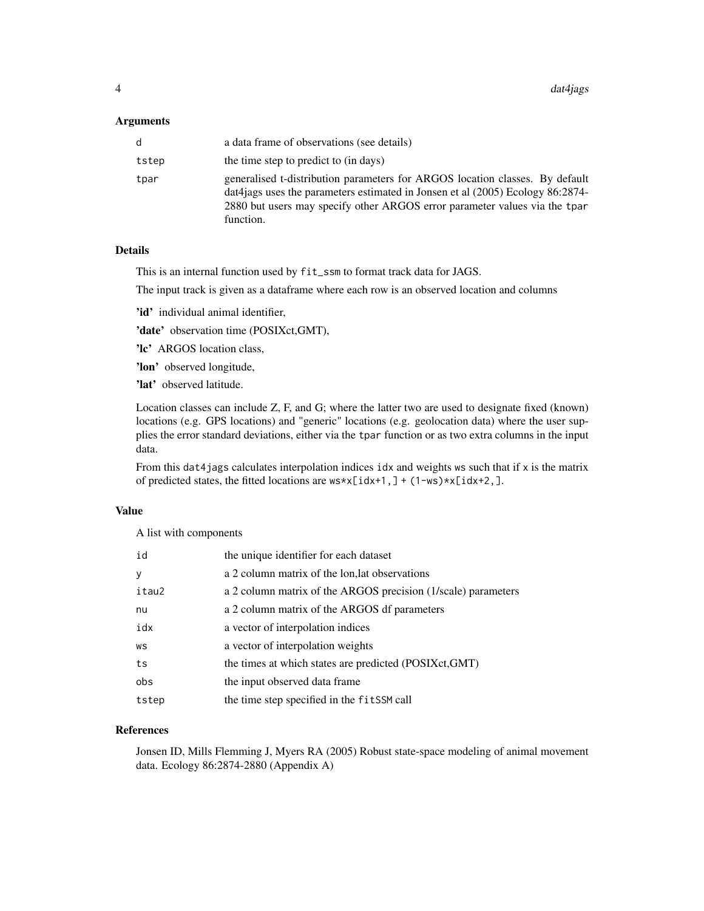### Arguments

| | |
|---|---|
| d | a data frame of observations (see details) |
| tstep | the time step to predict to (in days) |
| tpar | generalised t-distribution parameters for ARGOS location classes. By default dat4jags uses the parameters estimated in Jonsen et al (2005) Ecology 86:2874-2880 but users may specify other ARGOS error parameter values via the `tpar` function. |

### Details

This is an internal function used by `fit_ssm` to format track data for JAGS.

The input track is given as a dataframe where each row is an observed location and columns

**'id'** individual animal identifier,

**'date'** observation time (POSIXct,GMT),

**'lc'** ARGOS location class,

**'lon'** observed longitude,

**'lat'** observed latitude.

Location classes can include Z, F, and G; where the latter two are used to designate fixed (known) locations (e.g. GPS locations) and "generic" locations (e.g. geolocation data) where the user supplies the error standard deviations, either via the `tpar` function or as two extra columns in the input data.

From this `dat4jags` calculates interpolation indices `idx` and weights `ws` such that if `x` is the matrix of predicted states, the fitted locations are `ws*x[idx+1,] + (1-ws)*x[idx+2,]`.

### Value

A list with components

| | |
|---|---|
| id | the unique identifier for each dataset |
| y | a 2 column matrix of the lon,lat observations |
| itau2 | a 2 column matrix of the ARGOS precision (1/scale) parameters |
| nu | a 2 column matrix of the ARGOS df parameters |
| idx | a vector of interpolation indices |
| ws | a vector of interpolation weights |
| ts | the times at which states are predicted (POSIXct,GMT) |
| obs | the input observed data frame |
| tstep | the time step specified in the `fitSSM` call |

### References

Jonsen ID, Mills Flemming J, Myers RA (2005) Robust state-space modeling of animal movement data. Ecology 86:2874-2880 (Appendix A)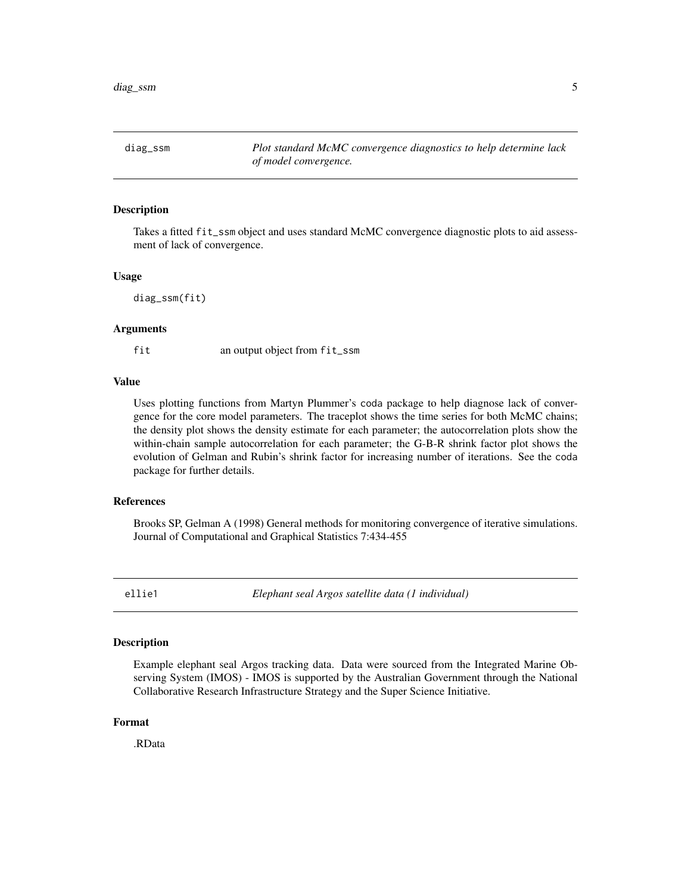## diag_ssm — *Plot standard McMC convergence diagnostics to help determine lack of model convergence.*

### Description

Takes a fitted `fit_ssm` object and uses standard McMC convergence diagnostic plots to aid assessment of lack of convergence.

### Usage

```
diag_ssm(fit)
```

### Arguments

| | |
|---|---|
| fit | an output object from `fit_ssm` |

### Value

Uses plotting functions from Martyn Plummer's `coda` package to help diagnose lack of convergence for the core model parameters. The traceplot shows the time series for both McMC chains; the density plot shows the density estimate for each parameter; the autocorrelation plots show the within-chain sample autocorrelation for each parameter; the G-B-R shrink factor plot shows the evolution of Gelman and Rubin's shrink factor for increasing number of iterations. See the `coda` package for further details.

### References

Brooks SP, Gelman A (1998) General methods for monitoring convergence of iterative simulations. Journal of Computational and Graphical Statistics 7:434-455

## ellie1 — *Elephant seal Argos satellite data (1 individual)*

### Description

Example elephant seal Argos tracking data. Data were sourced from the Integrated Marine Observing System (IMOS) - IMOS is supported by the Australian Government through the National Collaborative Research Infrastructure Strategy and the Super Science Initiative.

### Format

.RData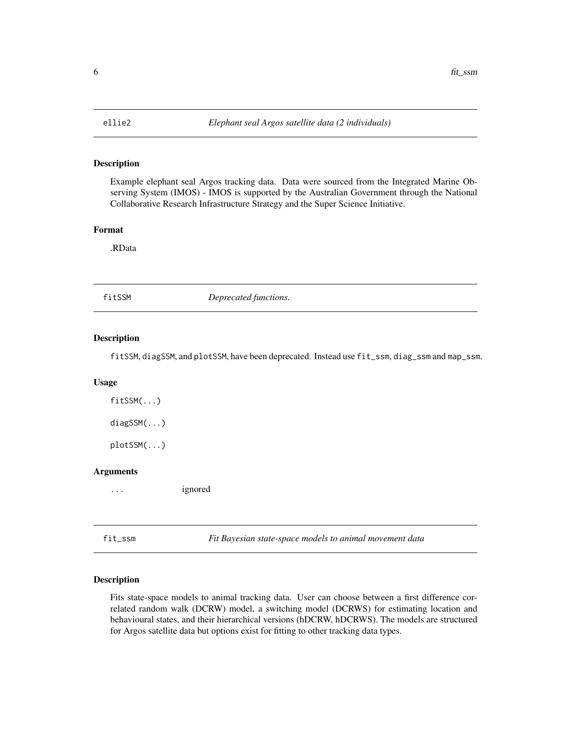## ellie2 — *Elephant seal Argos satellite data (2 individuals)*

### Description

Example elephant seal Argos tracking data. Data were sourced from the Integrated Marine Observing System (IMOS) - IMOS is supported by the Australian Government through the National Collaborative Research Infrastructure Strategy and the Super Science Initiative.

### Format

.RData

## fitSSM — *Deprecated functions.*

### Description

`fitSSM`, `diagSSM`, and `plotSSM`, have been deprecated. Instead use `fit_ssm`, `diag_ssm` and `map_ssm`.

### Usage

```
fitSSM(...)

diagSSM(...)

plotSSM(...)
```

### Arguments

| | |
|---|---|
| ... | ignored |

## fit_ssm — *Fit Bayesian state-space models to animal movement data*

### Description

Fits state-space models to animal tracking data. User can choose between a first difference correlated random walk (DCRW) model, a switching model (DCRWS) for estimating location and behavioural states, and their hierarchical versions (hDCRW, hDCRWS). The models are structured for Argos satellite data but options exist for fitting to other tracking data types.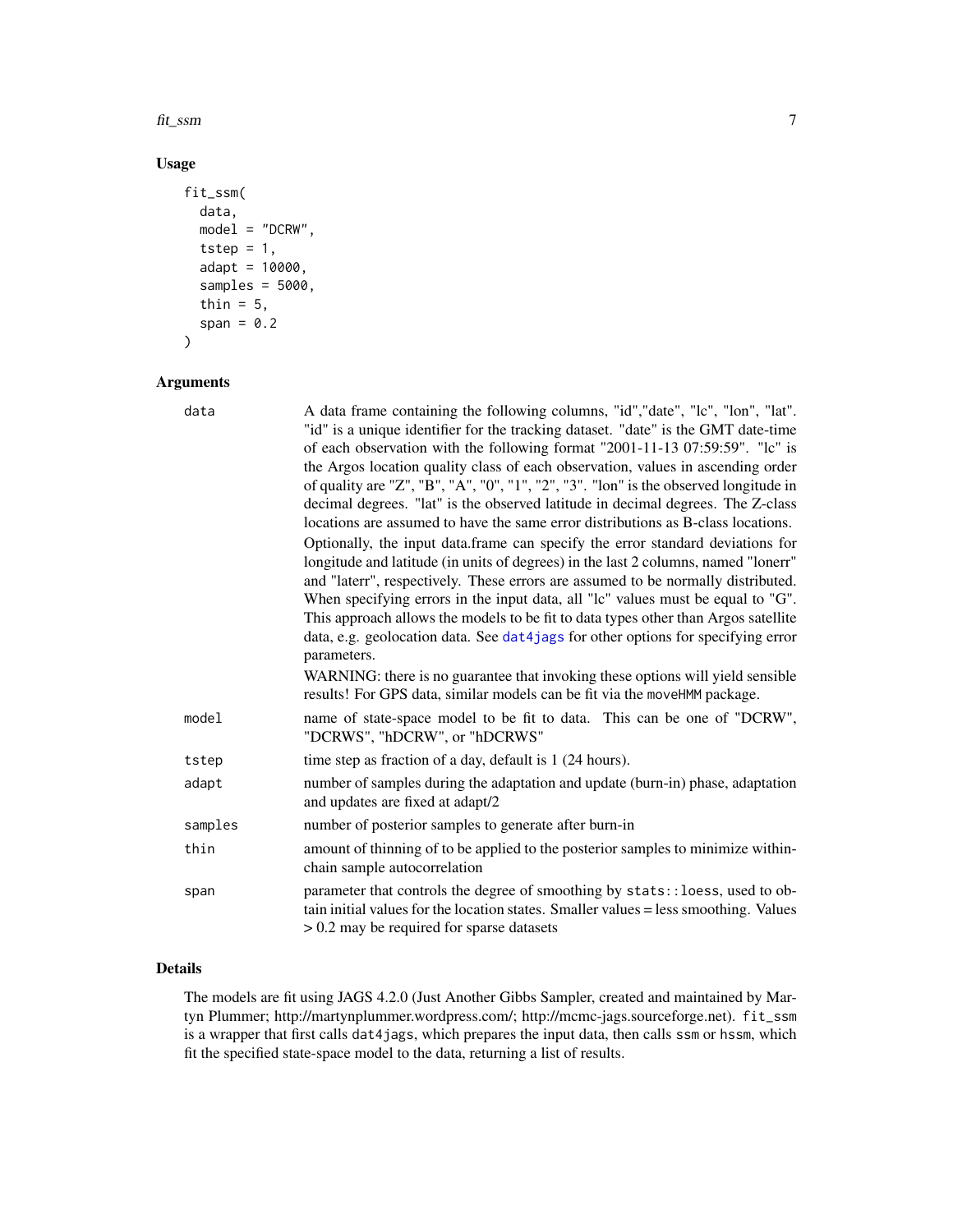## Usage

```
fit_ssm(
  data,
  model = "DCRW",
  tstep = 1,
  adapt = 10000,
  samples = 5000,
  thin = 5,
  span = 0.2
)
```

## Arguments

| | |
|---|---|
| data | A data frame containing the following columns, "id","date", "lc", "lon", "lat". "id" is a unique identifier for the tracking dataset. "date" is the GMT date-time of each observation with the following format "2001-11-13 07:59:59". "lc" is the Argos location quality class of each observation, values in ascending order of quality are "Z", "B", "A", "0", "1", "2", "3". "lon" is the observed longitude in decimal degrees. "lat" is the observed latitude in decimal degrees. The Z-class locations are assumed to have the same error distributions as B-class locations. Optionally, the input data.frame can specify the error standard deviations for longitude and latitude (in units of degrees) in the last 2 columns, named "lonerr" and "laterr", respectively. These errors are assumed to be normally distributed. When specifying errors in the input data, all "lc" values must be equal to "G". This approach allows the models to be fit to data types other than Argos satellite data, e.g. geolocation data. See dat4jags for other options for specifying error parameters. WARNING: there is no guarantee that invoking these options will yield sensible results! For GPS data, similar models can be fit via the moveHMM package. |
| model | name of state-space model to be fit to data. This can be one of "DCRW", "DCRWS", "hDCRW", or "hDCRWS" |
| tstep | time step as fraction of a day, default is 1 (24 hours). |
| adapt | number of samples during the adaptation and update (burn-in) phase, adaptation and updates are fixed at adapt/2 |
| samples | number of posterior samples to generate after burn-in |
| thin | amount of thinning of to be applied to the posterior samples to minimize within-chain sample autocorrelation |
| span | parameter that controls the degree of smoothing by stats::loess, used to obtain initial values for the location states. Smaller values = less smoothing. Values > 0.2 may be required for sparse datasets |

## Details

The models are fit using JAGS 4.2.0 (Just Another Gibbs Sampler, created and maintained by Martyn Plummer; http://martynplummer.wordpress.com/; http://mcmc-jags.sourceforge.net). fit_ssm is a wrapper that first calls dat4jags, which prepares the input data, then calls ssm or hssm, which fit the specified state-space model to the data, returning a list of results.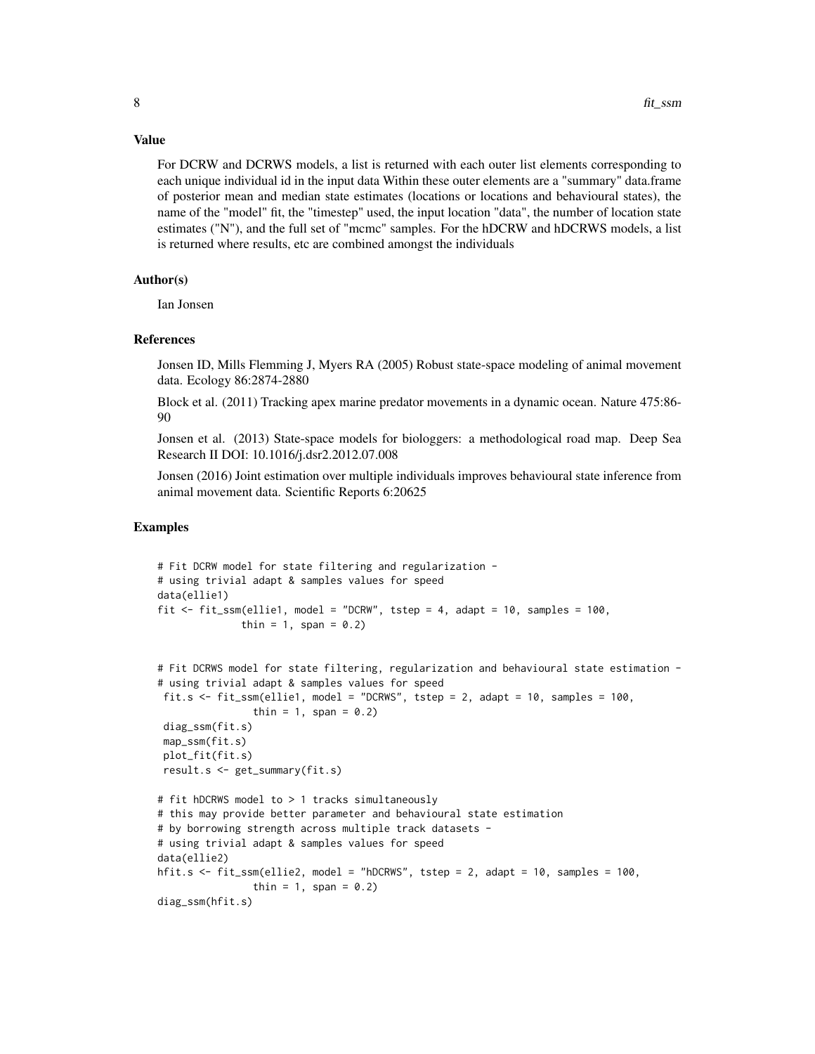## Value

For DCRW and DCRWS models, a list is returned with each outer list elements corresponding to each unique individual id in the input data Within these outer elements are a "summary" data.frame of posterior mean and median state estimates (locations or locations and behavioural states), the name of the "model" fit, the "timestep" used, the input location "data", the number of location state estimates ("N"), and the full set of "mcmc" samples. For the hDCRW and hDCRWS models, a list is returned where results, etc are combined amongst the individuals

## Author(s)

Ian Jonsen

## References

Jonsen ID, Mills Flemming J, Myers RA (2005) Robust state-space modeling of animal movement data. Ecology 86:2874-2880

Block et al. (2011) Tracking apex marine predator movements in a dynamic ocean. Nature 475:86-90

Jonsen et al. (2013) State-space models for biologgers: a methodological road map. Deep Sea Research II DOI: 10.1016/j.dsr2.2012.07.008

Jonsen (2016) Joint estimation over multiple individuals improves behavioural state inference from animal movement data. Scientific Reports 6:20625

## Examples

```
# Fit DCRW model for state filtering and regularization -
# using trivial adapt & samples values for speed
data(ellie1)
fit <- fit_ssm(ellie1, model = "DCRW", tstep = 4, adapt = 10, samples = 100,
              thin = 1, span = 0.2)


# Fit DCRWS model for state filtering, regularization and behavioural state estimation -
# using trivial adapt & samples values for speed
 fit.s <- fit_ssm(ellie1, model = "DCRWS", tstep = 2, adapt = 10, samples = 100,
                thin = 1, span = 0.2)
 diag_ssm(fit.s)
 map_ssm(fit.s)
 plot_fit(fit.s)
 result.s <- get_summary(fit.s)

# fit hDCRWS model to > 1 tracks simultaneously
# this may provide better parameter and behavioural state estimation
# by borrowing strength across multiple track datasets -
# using trivial adapt & samples values for speed
data(ellie2)
hfit.s <- fit_ssm(ellie2, model = "hDCRWS", tstep = 2, adapt = 10, samples = 100,
                thin = 1, span = 0.2)
diag_ssm(hfit.s)
```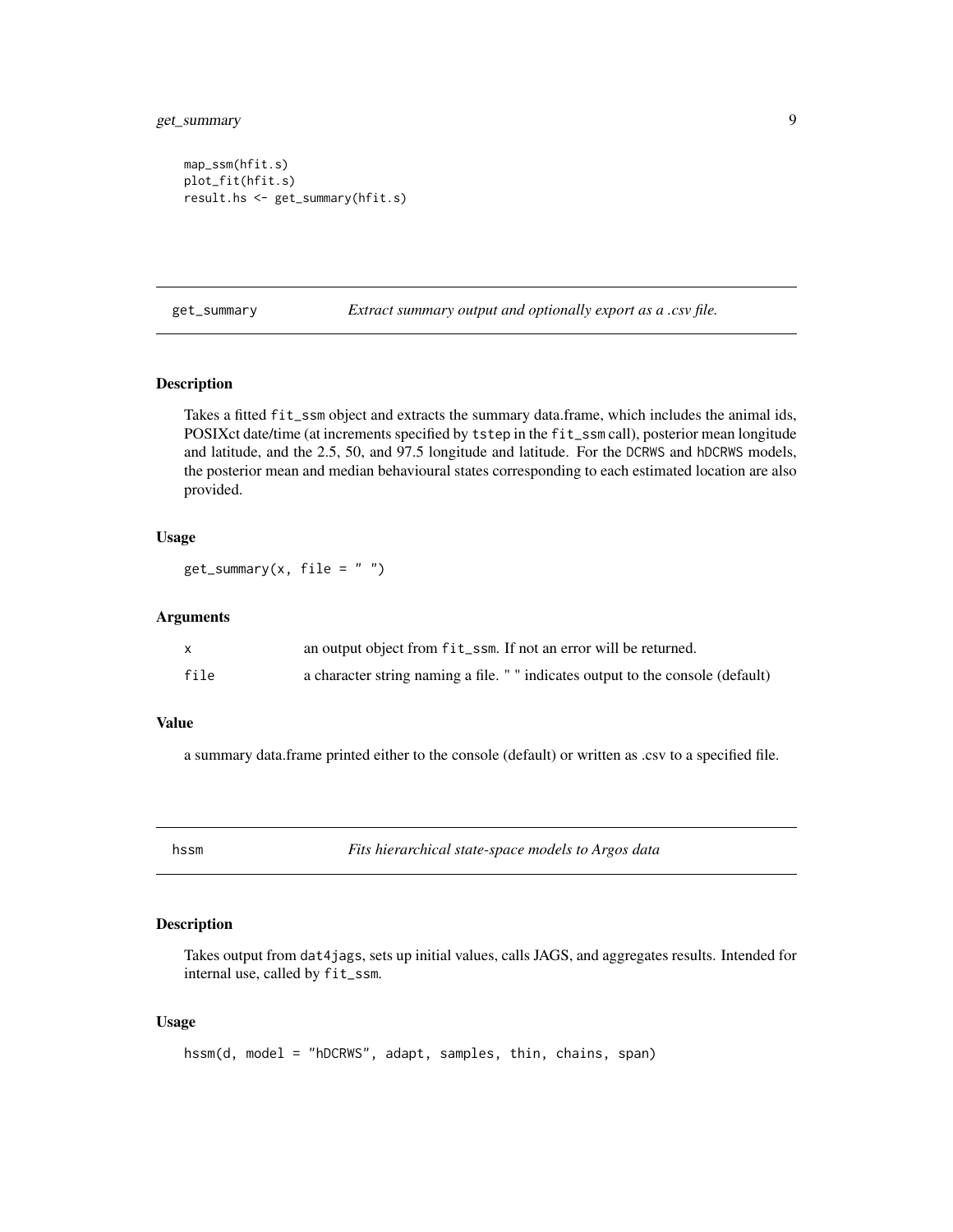```
map_ssm(hfit.s)
plot_fit(hfit.s)
result.hs <- get_summary(hfit.s)
```

## get_summary — *Extract summary output and optionally export as a .csv file.*

### Description

Takes a fitted `fit_ssm` object and extracts the summary data.frame, which includes the animal ids, POSIXct date/time (at increments specified by `tstep` in the `fit_ssm` call), posterior mean longitude and latitude, and the 2.5, 50, and 97.5 longitude and latitude. For the `DCRWS` and `hDCRWS` models, the posterior mean and median behavioural states corresponding to each estimated location are also provided.

### Usage

```
get_summary(x, file = " ")
```

### Arguments

| | |
|---|---|
| x | an output object from `fit_ssm`. If not an error will be returned. |
| file | a character string naming a file. " " indicates output to the console (default) |

### Value

a summary data.frame printed either to the console (default) or written as .csv to a specified file.

## hssm — *Fits hierarchical state-space models to Argos data*

### Description

Takes output from `dat4jags`, sets up initial values, calls JAGS, and aggregates results. Intended for internal use, called by `fit_ssm`.

### Usage

```
hssm(d, model = "hDCRWS", adapt, samples, thin, chains, span)
```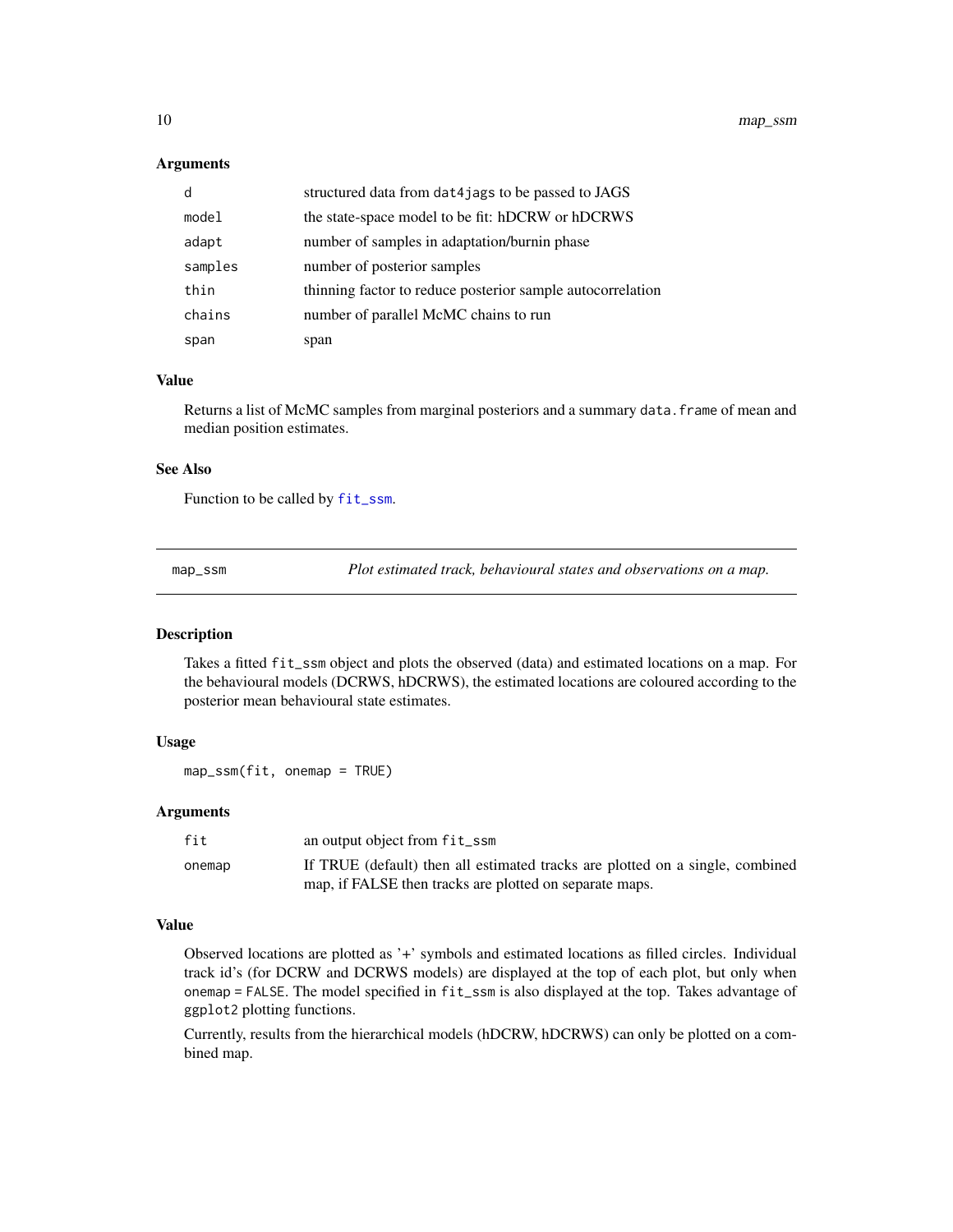### Arguments

| | |
|---|---|
| `d` | structured data from `dat4jags` to be passed to JAGS |
| `model` | the state-space model to be fit: hDCRW or hDCRWS |
| `adapt` | number of samples in adaptation/burnin phase |
| `samples` | number of posterior samples |
| `thin` | thinning factor to reduce posterior sample autocorrelation |
| `chains` | number of parallel McMC chains to run |
| `span` | span |

### Value

Returns a list of McMC samples from marginal posteriors and a summary `data.frame` of mean and median position estimates.

### See Also

Function to be called by `fit_ssm`.

---

## map_ssm — *Plot estimated track, behavioural states and observations on a map.*

### Description

Takes a fitted `fit_ssm` object and plots the observed (data) and estimated locations on a map. For the behavioural models (DCRWS, hDCRWS), the estimated locations are coloured according to the posterior mean behavioural state estimates.

### Usage

```
map_ssm(fit, onemap = TRUE)
```

### Arguments

| | |
|---|---|
| `fit` | an output object from `fit_ssm` |
| `onemap` | If TRUE (default) then all estimated tracks are plotted on a single, combined map, if FALSE then tracks are plotted on separate maps. |

### Value

Observed locations are plotted as '+' symbols and estimated locations as filled circles. Individual track id's (for DCRW and DCRWS models) are displayed at the top of each plot, but only when `onemap = FALSE`. The model specified in `fit_ssm` is also displayed at the top. Takes advantage of `ggplot2` plotting functions.

Currently, results from the hierarchical models (hDCRW, hDCRWS) can only be plotted on a combined map.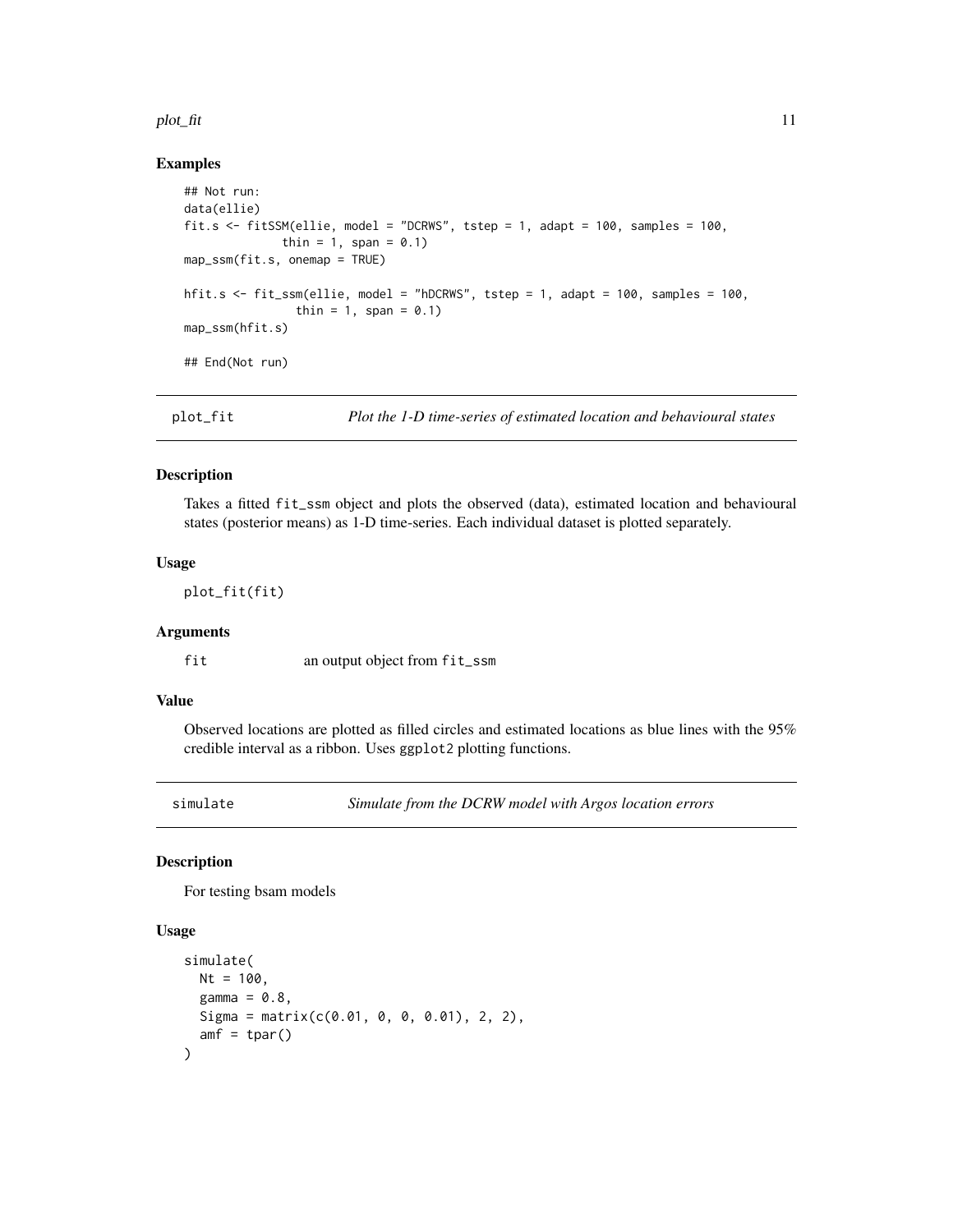## Examples

```
## Not run:
data(ellie)
fit.s <- fitSSM(ellie, model = "DCRWS", tstep = 1, adapt = 100, samples = 100,
              thin = 1, span = 0.1)
map_ssm(fit.s, onemap = TRUE)

hfit.s <- fit_ssm(ellie, model = "hDCRWS", tstep = 1, adapt = 100, samples = 100,
                thin = 1, span = 0.1)
map_ssm(hfit.s)

## End(Not run)
```

---

# plot_fit — *Plot the 1-D time-series of estimated location and behavioural states*

## Description

Takes a fitted fit_ssm object and plots the observed (data), estimated location and behavioural states (posterior means) as 1-D time-series. Each individual dataset is plotted separately.

## Usage

```
plot_fit(fit)
```

## Arguments

| | |
|---|---|
| fit | an output object from fit_ssm |

## Value

Observed locations are plotted as filled circles and estimated locations as blue lines with the 95% credible interval as a ribbon. Uses ggplot2 plotting functions.

---

# simulate — *Simulate from the DCRW model with Argos location errors*

## Description

For testing bsam models

## Usage

```
simulate(
  Nt = 100,
  gamma = 0.8,
  Sigma = matrix(c(0.01, 0, 0, 0.01), 2, 2),
  amf = tpar()
)
```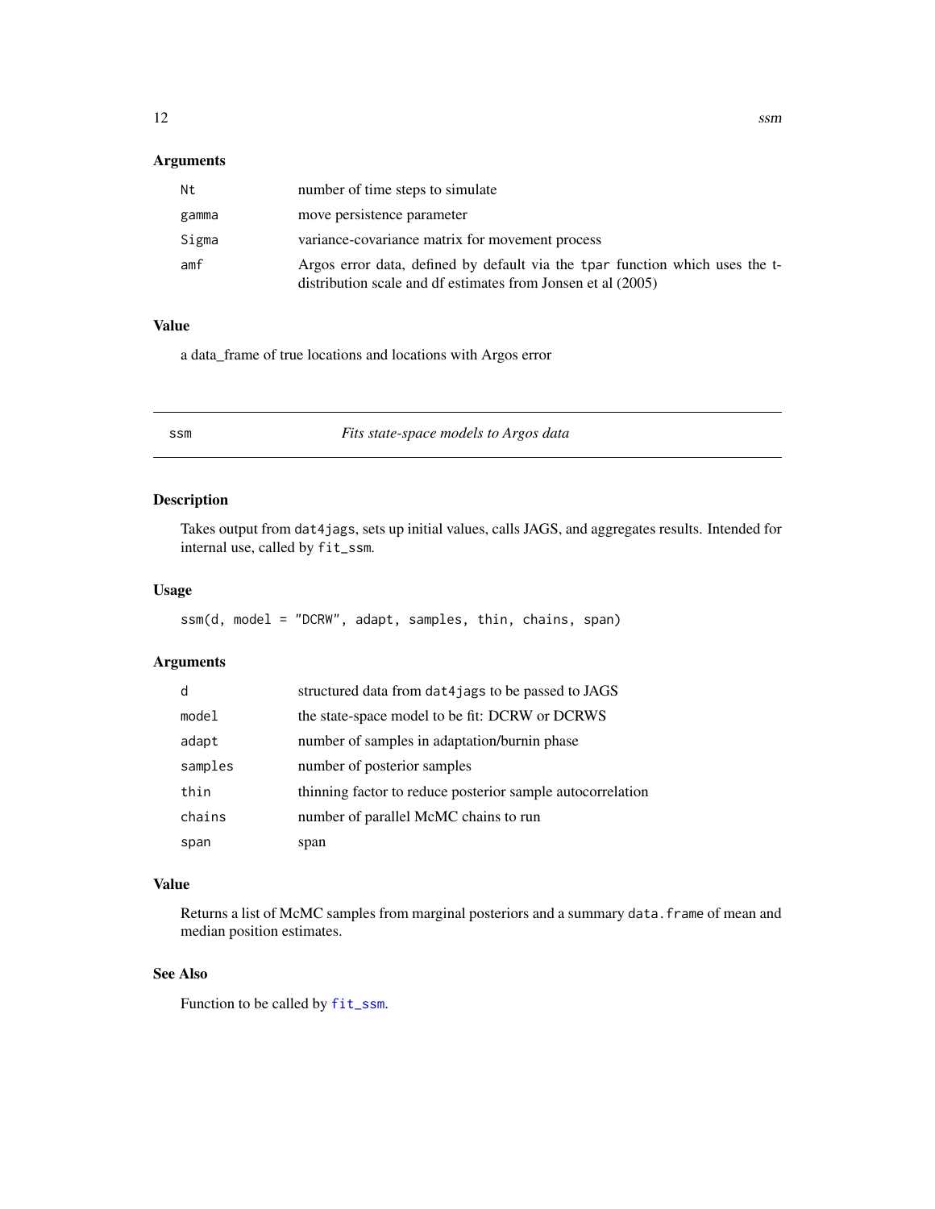## Arguments

| | |
|---|---|
| Nt | number of time steps to simulate |
| gamma | move persistence parameter |
| Sigma | variance-covariance matrix for movement process |
| amf | Argos error data, defined by default via the tpar function which uses the t-distribution scale and df estimates from Jonsen et al (2005) |

## Value

a data_frame of true locations and locations with Argos error

---

# ssm *Fits state-space models to Argos data*

## Description

Takes output from dat4jags, sets up initial values, calls JAGS, and aggregates results. Intended for internal use, called by fit_ssm.

## Usage

```
ssm(d, model = "DCRW", adapt, samples, thin, chains, span)
```

## Arguments

| | |
|---|---|
| d | structured data from dat4jags to be passed to JAGS |
| model | the state-space model to be fit: DCRW or DCRWS |
| adapt | number of samples in adaptation/burnin phase |
| samples | number of posterior samples |
| thin | thinning factor to reduce posterior sample autocorrelation |
| chains | number of parallel McMC chains to run |
| span | span |

## Value

Returns a list of McMC samples from marginal posteriors and a summary data.frame of mean and median position estimates.

## See Also

Function to be called by fit_ssm.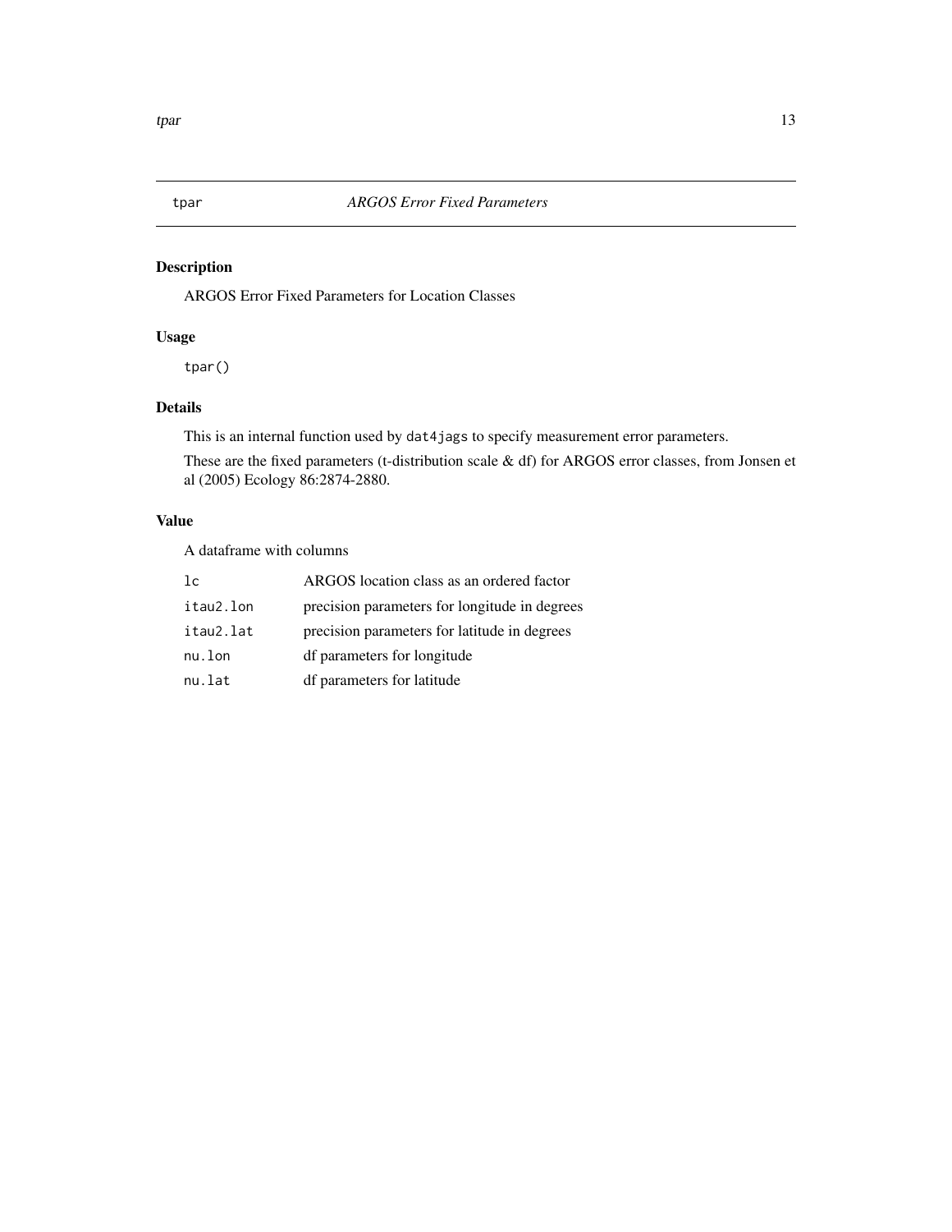# tpar — *ARGOS Error Fixed Parameters*

## Description

ARGOS Error Fixed Parameters for Location Classes

## Usage

```
tpar()
```

## Details

This is an internal function used by `dat4jags` to specify measurement error parameters.

These are the fixed parameters (t-distribution scale & df) for ARGOS error classes, from Jonsen et al (2005) Ecology 86:2874-2880.

## Value

A dataframe with columns

| | |
|---|---|
| `lc` | ARGOS location class as an ordered factor |
| `itau2.lon` | precision parameters for longitude in degrees |
| `itau2.lat` | precision parameters for latitude in degrees |
| `nu.lon` | df parameters for longitude |
| `nu.lat` | df parameters for latitude |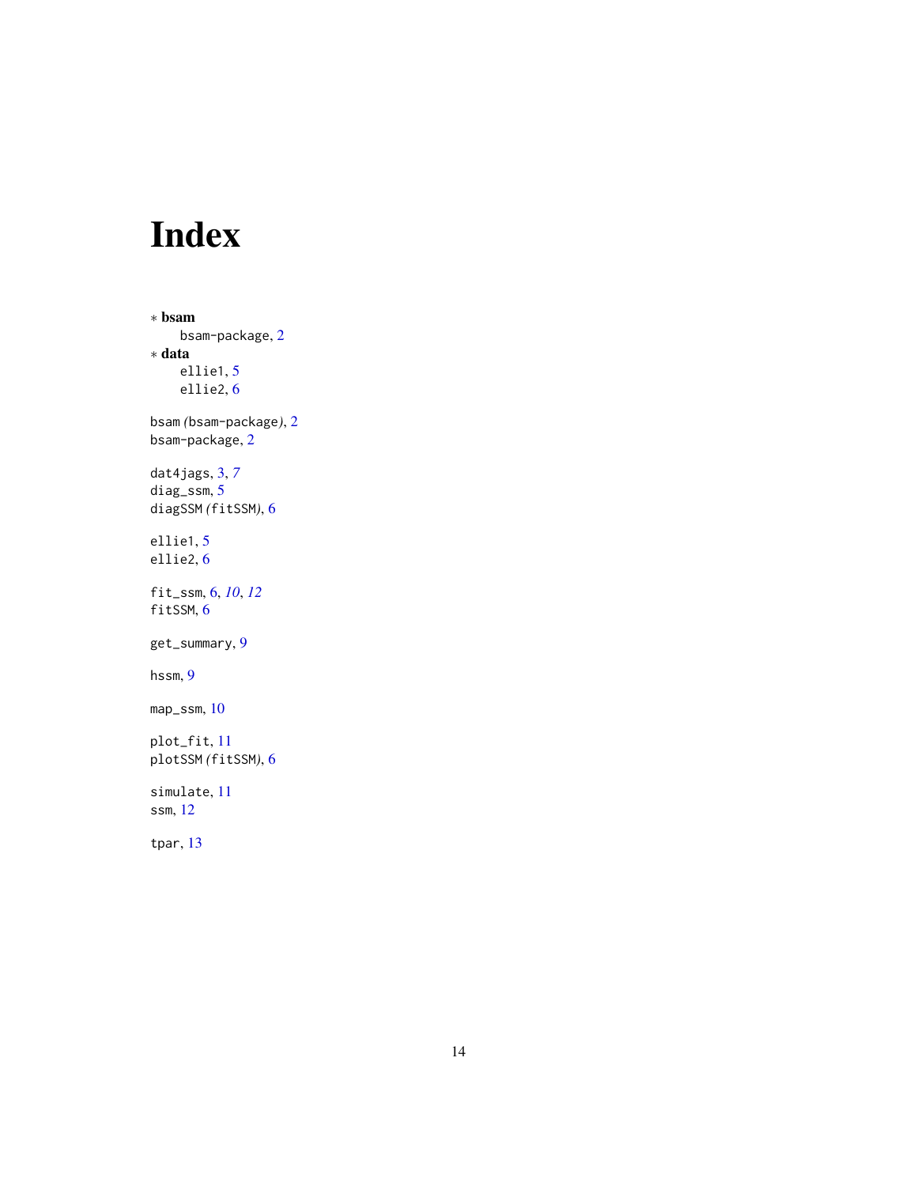# Index

∗ **bsam**
  bsam-package, 2
∗ **data**
  ellie1, 5
  ellie2, 6

bsam *(*bsam-package*)*, 2
bsam-package, 2

dat4jags, 3, *7*
diag_ssm, 5
diagSSM *(*fitSSM*)*, 6

ellie1, 5
ellie2, 6

fit_ssm, 6, *10*, *12*
fitSSM, 6

get_summary, 9

hssm, 9

map_ssm, 10

plot_fit, 11
plotSSM *(*fitSSM*)*, 6

simulate, 11
ssm, 12

tpar, 13